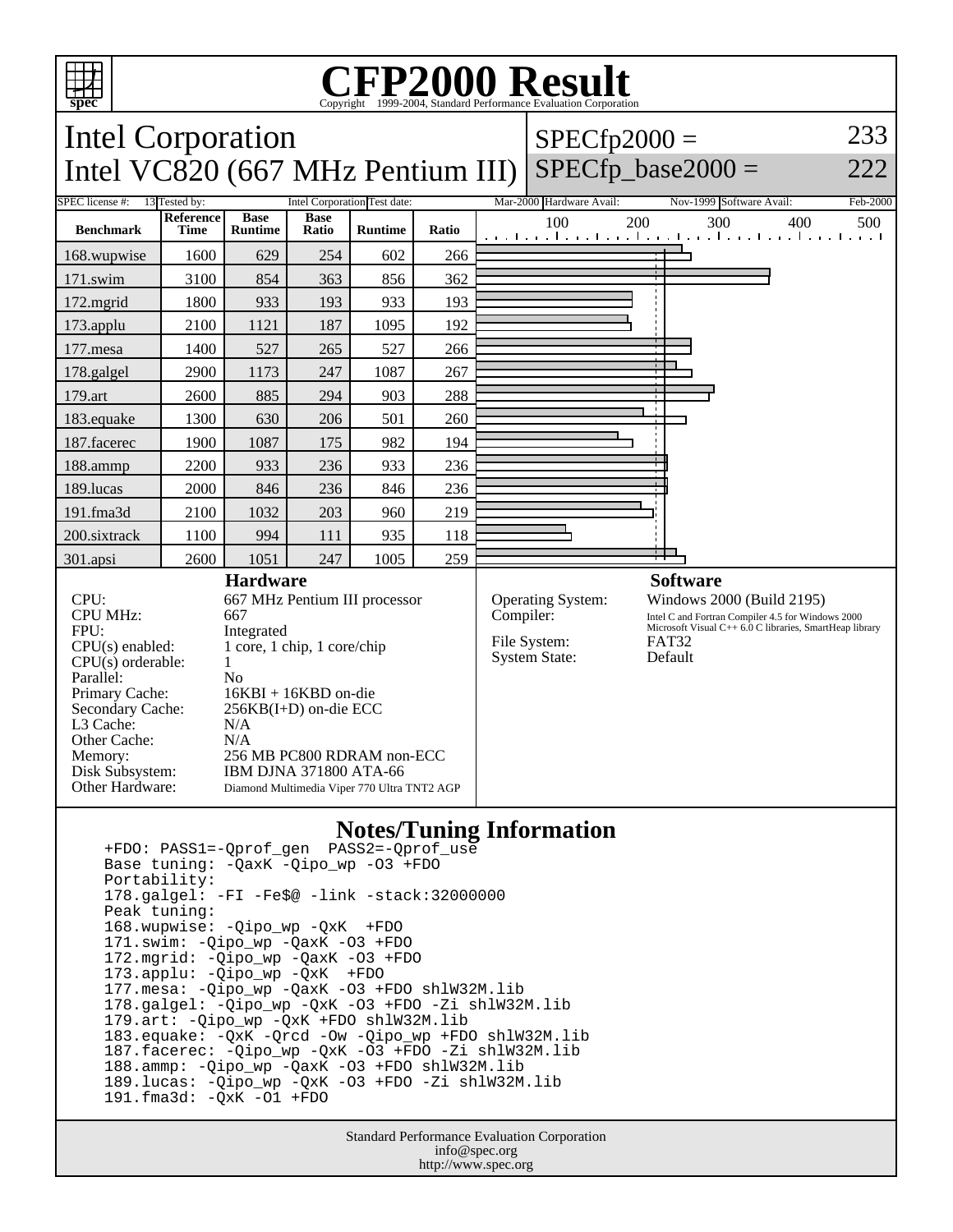# CFP2000 Result

Copyright 1999-2004, Standard Performance Evaluation Corporation

## Intel Corporation
## Intel VC820 (667 MHz Pentium III)

SPECfp2000 = 233
SPECfp_base2000 = 222

| SPEC license #: | 13 | Tested by: | Intel Corporation | Test date: | Mar-2000 | Hardware Avail: | Nov-1999 | Software Avail: | Feb-2000 |
|---|---|---|---|---|---|---|---|---|---|

| Benchmark | Reference Time | Base Runtime | Base Ratio | Runtime | Ratio |
|---|---|---|---|---|---|
| 168.wupwise | 1600 | 629 | 254 | 602 | 266 |
| 171.swim | 3100 | 854 | 363 | 856 | 362 |
| 172.mgrid | 1800 | 933 | 193 | 933 | 193 |
| 173.applu | 2100 | 1121 | 187 | 1095 | 192 |
| 177.mesa | 1400 | 527 | 265 | 527 | 266 |
| 178.galgel | 2900 | 1173 | 247 | 1087 | 267 |
| 179.art | 2600 | 885 | 294 | 903 | 288 |
| 183.equake | 1300 | 630 | 206 | 501 | 260 |
| 187.facerec | 1900 | 1087 | 175 | 982 | 194 |
| 188.ammp | 2200 | 933 | 236 | 933 | 236 |
| 189.lucas | 2000 | 846 | 236 | 846 | 236 |
| 191.fma3d | 2100 | 1032 | 203 | 960 | 219 |
| 200.sixtrack | 1100 | 994 | 111 | 935 | 118 |
| 301.apsi | 2600 | 1051 | 247 | 1005 | 259 |

### Hardware

| | |
|---|---|
| CPU: | 667 MHz Pentium III processor |
| CPU MHz: | 667 |
| FPU: | Integrated |
| CPU(s) enabled: | 1 core, 1 chip, 1 core/chip |
| CPU(s) orderable: | 1 |
| Parallel: | No |
| Primary Cache: | 16KBI + 16KBD on-die |
| Secondary Cache: | 256KB(I+D) on-die ECC |
| L3 Cache: | N/A |
| Other Cache: | N/A |
| Memory: | 256 MB PC800 RDRAM non-ECC |
| Disk Subsystem: | IBM DJNA 371800 ATA-66 |
| Other Hardware: | Diamond Multimedia Viper 770 Ultra TNT2 AGP |

### Software

| | |
|---|---|
| Operating System: | Windows 2000 (Build 2195) |
| Compiler: | Intel C and Fortran Compiler 4.5 for Windows 2000; Microsoft Visual C++ 6.0 C libraries, SmartHeap library |
| File System: | FAT32 |
| System State: | Default |

### Notes/Tuning Information

```
+FDO: PASS1=-Qprof_gen  PASS2=-Qprof_use
Base tuning: -QaxK -Qipo_wp -O3 +FDO
Portability:
178.galgel: -FI -Fe$@ -link -stack:32000000
Peak tuning:
168.wupwise: -Qipo_wp -QxK  +FDO
171.swim: -Qipo_wp -QaxK -O3 +FDO
172.mgrid: -Qipo_wp -QaxK -O3 +FDO
173.applu: -Qipo_wp -QxK  +FDO
177.mesa: -Qipo_wp -QaxK -O3 +FDO shlW32M.lib
178.galgel: -Qipo_wp -QxK -O3 +FDO -Zi shlW32M.lib
179.art: -Qipo_wp -QxK +FDO shlW32M.lib
183.equake: -QxK -Qrcd -Ow -Qipo_wp +FDO shlW32M.lib
187.facerec: -Qipo_wp -QxK -O3 +FDO -Zi shlW32M.lib
188.ammp: -Qipo_wp -QaxK -O3 +FDO shlW32M.lib
189.lucas: -Qipo_wp -QxK -O3 +FDO -Zi shlW32M.lib
191.fma3d: -QxK -O1 +FDO
```

Standard Performance Evaluation Corporation
info@spec.org
http://www.spec.org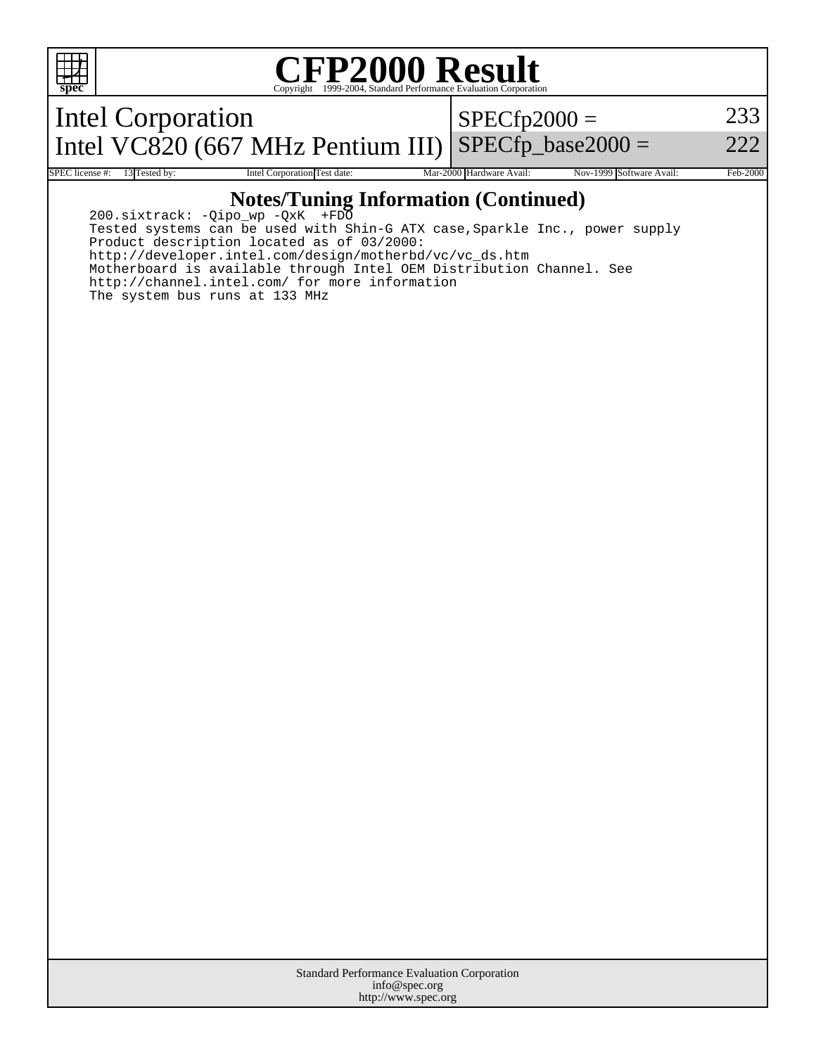# CFP2000 Result

Copyright 1999-2004, Standard Performance Evaluation Corporation

Intel Corporation
Intel VC820 (667 MHz Pentium III)

SPECfp2000 = 233
SPECfp_base2000 = 222

| SPEC license #: | 13 | Tested by: | Intel Corporation | Test date: | Mar-2000 | Hardware Avail: | Nov-1999 | Software Avail: | Feb-2000 |
|---|---|---|---|---|---|---|---|---|---|

## Notes/Tuning Information (Continued)

```
200.sixtrack: -Qipo_wp -QxK  +FDO
Tested systems can be used with Shin-G ATX case,Sparkle Inc., power supply
Product description located as of 03/2000:
http://developer.intel.com/design/motherbd/vc/vc_ds.htm
Motherboard is available through Intel OEM Distribution Channel. See
http://channel.intel.com/ for more information
The system bus runs at 133 MHz
```

Standard Performance Evaluation Corporation
info@spec.org
http://www.spec.org